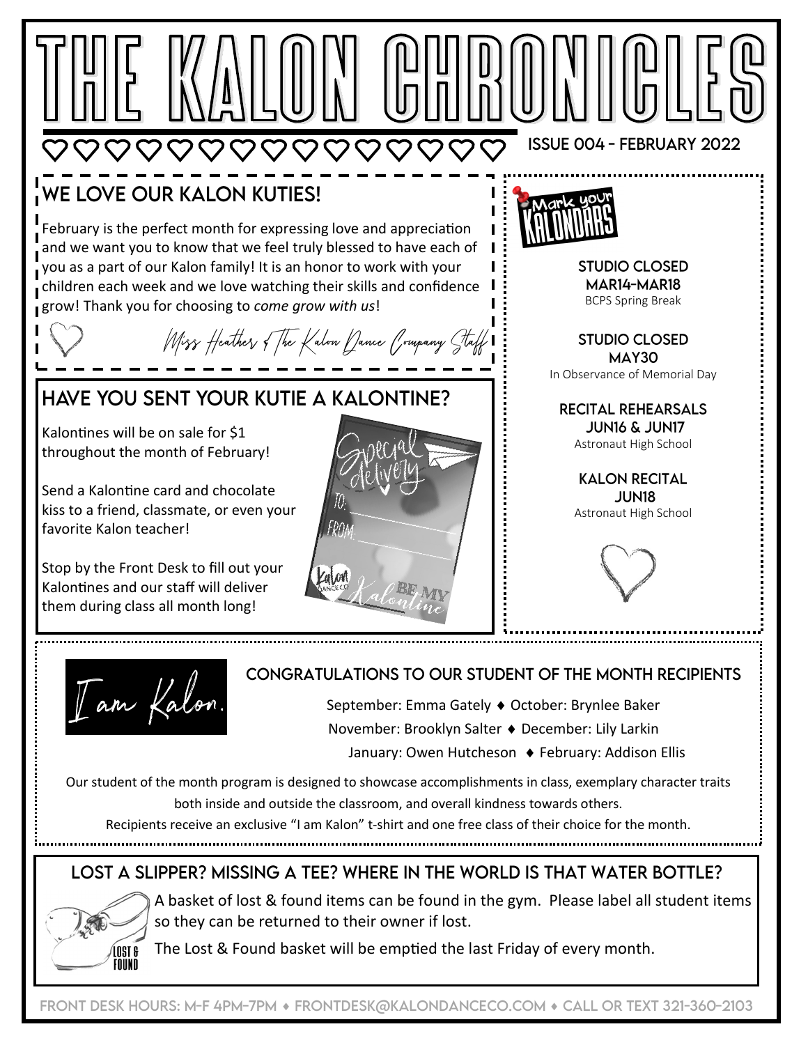# THE KALON CHRONICLES

ISSUE 004 - FEBRUARY 2022

## WE LOVE OUR KALON KUTIES!

February is the perfect month for expressing love and appreciation and we want you to know that we feel truly blessed to have each of you as a part of our Kalon family! It is an honor to work with your children each week and we love watching their skills and confidence grow! Thank you for choosing to *come grow with us*!

*Miss Heather & The Kalon Dance Company Staff*

## HAVE YOU SENT YOUR KUTIE A KALONTINE?

Kalontines will be on sale for $1 throughout the month of February!

Send a Kalontine card and chocolate kiss to a friend, classmate, or even your favorite Kalon teacher!

Stop by the Front Desk to fill out your Kalontines and our staff will deliver them during class all month long!

Special delivery
TO:
FROM:
Kalon Dance Co — BE MY Kalontine

## Mark your KALONDARS

**STUDIO CLOSED**
**MAR14-MAR18**
BCPS Spring Break

**STUDIO CLOSED**
**MAY30**
In Observance of Memorial Day

**RECITAL REHEARSALS**
**JUN16 & JUN17**
Astronaut High School

**KALON RECITAL**
**JUN18**
Astronaut High School

## I am Kalon.

### CONGRATULATIONS TO OUR STUDENT OF THE MONTH RECIPIENTS

September: Emma Gately ♦ October: Brynlee Baker
November: Brooklyn Salter ♦ December: Lily Larkin
January: Owen Hutcheson ♦ February: Addison Ellis

Our student of the month program is designed to showcase accomplishments in class, exemplary character traits both inside and outside the classroom, and overall kindness towards others.
Recipients receive an exclusive "I am Kalon" t-shirt and one free class of their choice for the month.

## LOST A SLIPPER? MISSING A TEE? WHERE IN THE WORLD IS THAT WATER BOTTLE?

LOST & FOUND

A basket of lost & found items can be found in the gym. Please label all student items so they can be returned to their owner if lost.

The Lost & Found basket will be emptied the last Friday of every month.

FRONT DESK HOURS: M-F 4PM-7PM ♦ FRONTDESK@KALONDANCECO.COM ♦ CALL OR TEXT 321-360-2103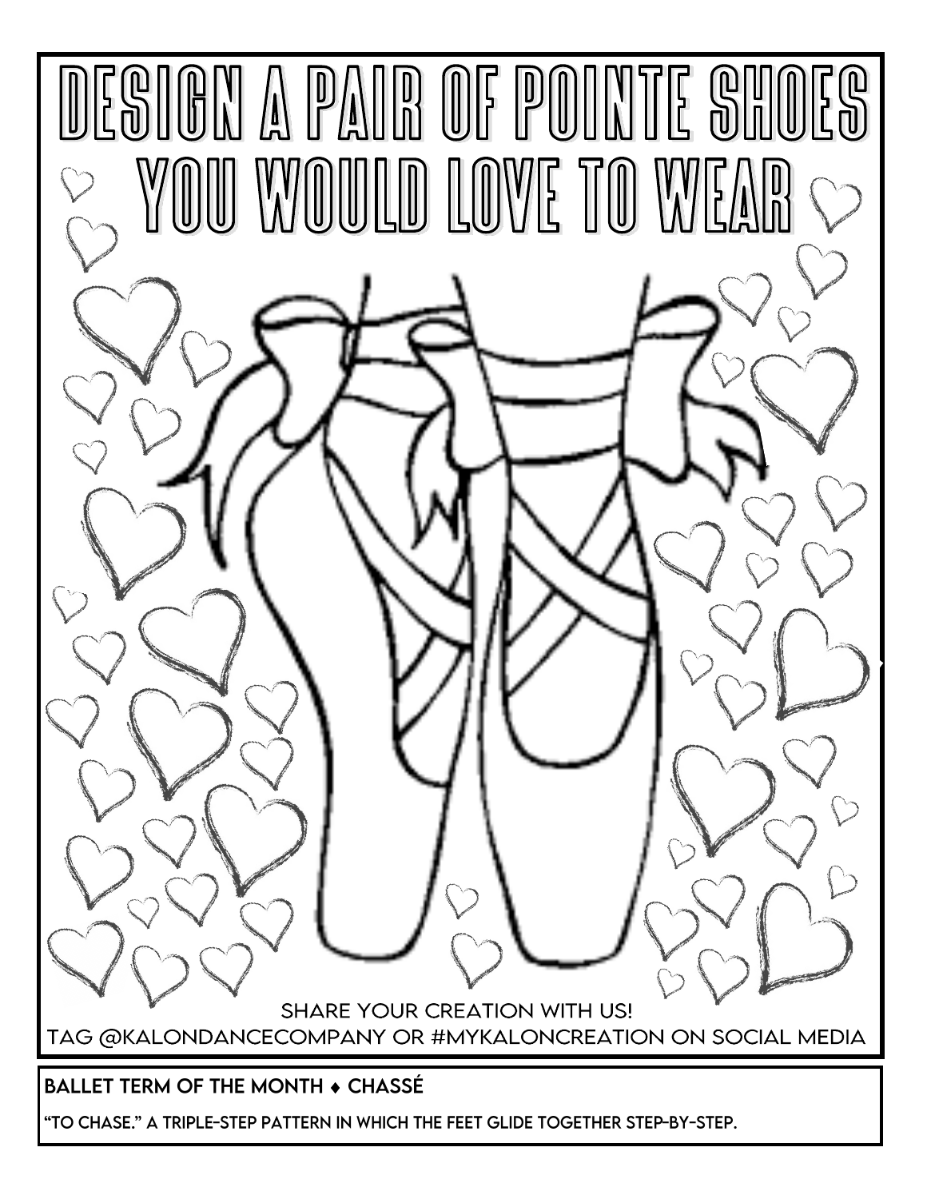# DESIGN A PAIR OF POINTE SHOES YOU WOULD LOVE TO WEAR

SHARE YOUR CREATION WITH US!

TAG @KALONDANCECOMPANY OR #MYKALONCREATION ON SOCIAL MEDIA

**BALLET TERM OF THE MONTH ♦ CHASSÉ**

"TO CHASE." A TRIPLE-STEP PATTERN IN WHICH THE FEET GLIDE TOGETHER STEP-BY-STEP.